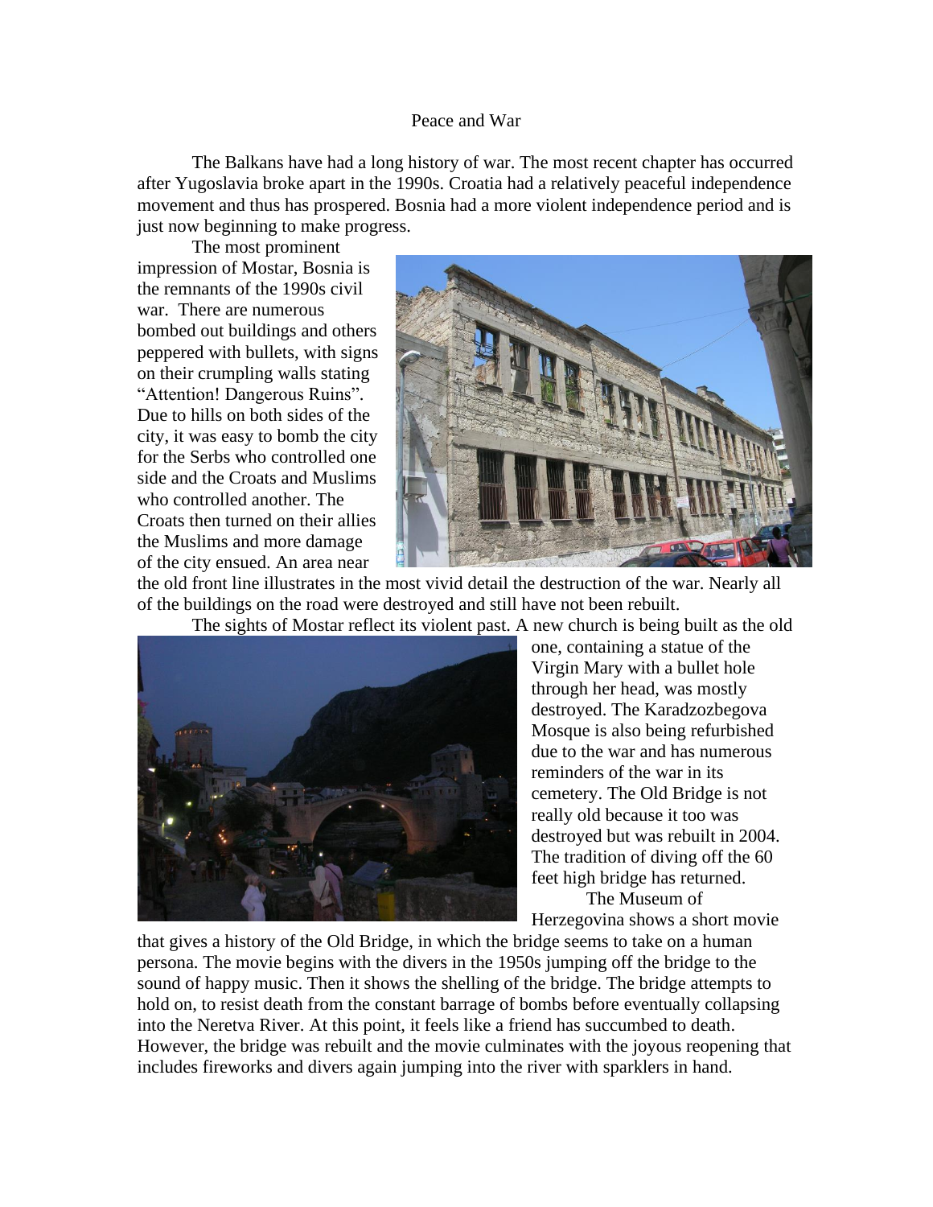# Peace and War

The Balkans have had a long history of war. The most recent chapter has occurred after Yugoslavia broke apart in the 1990s. Croatia had a relatively peaceful independence movement and thus has prospered. Bosnia had a more violent independence period and is just now beginning to make progress.

The most prominent impression of Mostar, Bosnia is the remnants of the 1990s civil war. There are numerous bombed out buildings and others peppered with bullets, with signs on their crumpling walls stating "Attention! Dangerous Ruins". Due to hills on both sides of the city, it was easy to bomb the city for the Serbs who controlled one side and the Croats and Muslims who controlled another. The Croats then turned on their allies the Muslims and more damage of the city ensued. An area near the old front line illustrates in the most vivid detail the destruction of the war. Nearly all of the buildings on the road were destroyed and still have not been rebuilt.

The sights of Mostar reflect its violent past. A new church is being built as the old one, containing a statue of the Virgin Mary with a bullet hole through her head, was mostly destroyed. The Karadzozbegova Mosque is also being refurbished due to the war and has numerous reminders of the war in its cemetery. The Old Bridge is not really old because it too was destroyed but was rebuilt in 2004. The tradition of diving off the 60 feet high bridge has returned.

The Museum of Herzegovina shows a short movie that gives a history of the Old Bridge, in which the bridge seems to take on a human persona. The movie begins with the divers in the 1950s jumping off the bridge to the sound of happy music. Then it shows the shelling of the bridge. The bridge attempts to hold on, to resist death from the constant barrage of bombs before eventually collapsing into the Neretva River. At this point, it feels like a friend has succumbed to death. However, the bridge was rebuilt and the movie culminates with the joyous reopening that includes fireworks and divers again jumping into the river with sparklers in hand.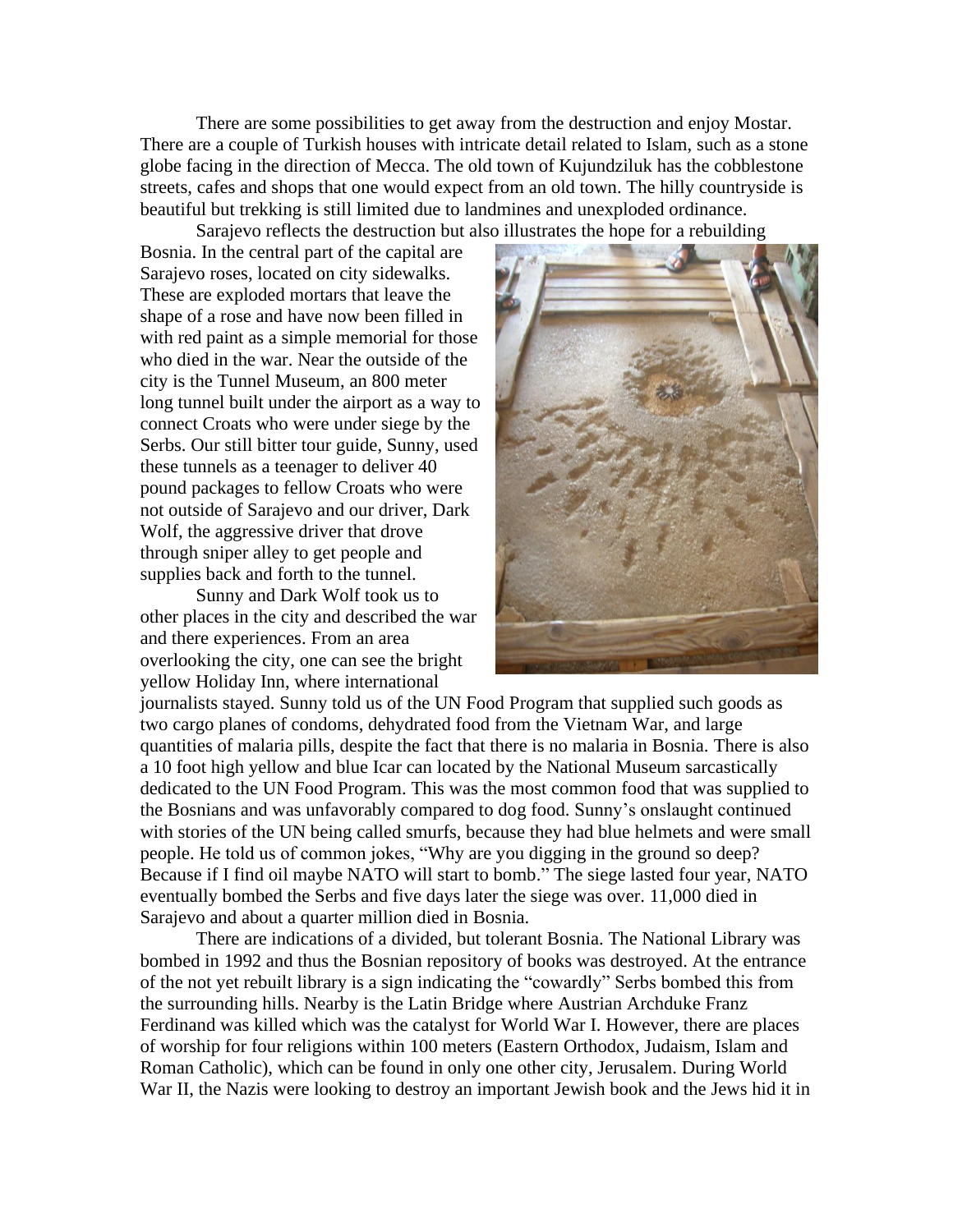There are some possibilities to get away from the destruction and enjoy Mostar. There are a couple of Turkish houses with intricate detail related to Islam, such as a stone globe facing in the direction of Mecca. The old town of Kujundziluk has the cobblestone streets, cafes and shops that one would expect from an old town. The hilly countryside is beautiful but trekking is still limited due to landmines and unexploded ordinance.

Sarajevo reflects the destruction but also illustrates the hope for a rebuilding Bosnia. In the central part of the capital are Sarajevo roses, located on city sidewalks. These are exploded mortars that leave the shape of a rose and have now been filled in with red paint as a simple memorial for those who died in the war. Near the outside of the city is the Tunnel Museum, an 800 meter long tunnel built under the airport as a way to connect Croats who were under siege by the Serbs. Our still bitter tour guide, Sunny, used these tunnels as a teenager to deliver 40 pound packages to fellow Croats who were not outside of Sarajevo and our driver, Dark Wolf, the aggressive driver that drove through sniper alley to get people and supplies back and forth to the tunnel.

Sunny and Dark Wolf took us to other places in the city and described the war and there experiences. From an area overlooking the city, one can see the bright yellow Holiday Inn, where international journalists stayed. Sunny told us of the UN Food Program that supplied such goods as two cargo planes of condoms, dehydrated food from the Vietnam War, and large quantities of malaria pills, despite the fact that there is no malaria in Bosnia. There is also a 10 foot high yellow and blue Icar can located by the National Museum sarcastically dedicated to the UN Food Program. This was the most common food that was supplied to the Bosnians and was unfavorably compared to dog food. Sunny's onslaught continued with stories of the UN being called smurfs, because they had blue helmets and were small people. He told us of common jokes, "Why are you digging in the ground so deep? Because if I find oil maybe NATO will start to bomb." The siege lasted four year, NATO eventually bombed the Serbs and five days later the siege was over. 11,000 died in Sarajevo and about a quarter million died in Bosnia.

There are indications of a divided, but tolerant Bosnia. The National Library was bombed in 1992 and thus the Bosnian repository of books was destroyed. At the entrance of the not yet rebuilt library is a sign indicating the "cowardly" Serbs bombed this from the surrounding hills. Nearby is the Latin Bridge where Austrian Archduke Franz Ferdinand was killed which was the catalyst for World War I. However, there are places of worship for four religions within 100 meters (Eastern Orthodox, Judaism, Islam and Roman Catholic), which can be found in only one other city, Jerusalem. During World War II, the Nazis were looking to destroy an important Jewish book and the Jews hid it in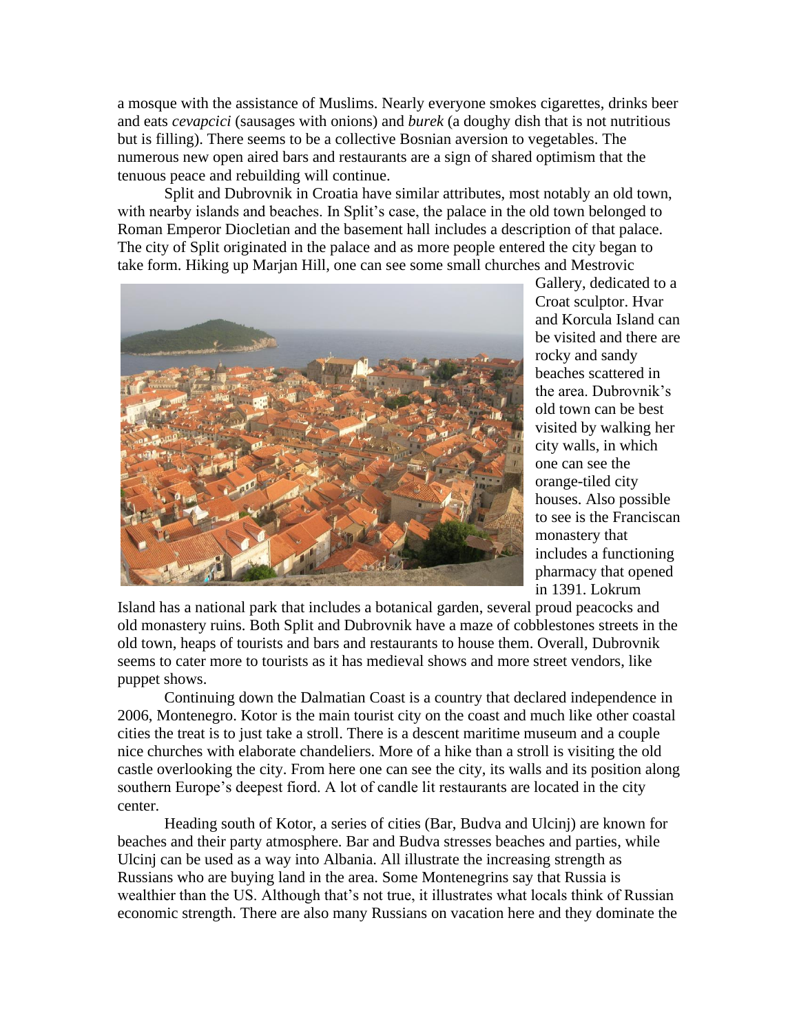a mosque with the assistance of Muslims. Nearly everyone smokes cigarettes, drinks beer and eats *cevapcici* (sausages with onions) and *burek* (a doughy dish that is not nutritious but is filling). There seems to be a collective Bosnian aversion to vegetables. The numerous new open aired bars and restaurants are a sign of shared optimism that the tenuous peace and rebuilding will continue.

Split and Dubrovnik in Croatia have similar attributes, most notably an old town, with nearby islands and beaches. In Split's case, the palace in the old town belonged to Roman Emperor Diocletian and the basement hall includes a description of that palace. The city of Split originated in the palace and as more people entered the city began to take form. Hiking up Marjan Hill, one can see some small churches and Mestrovic Gallery, dedicated to a Croat sculptor. Hvar and Korcula Island can be visited and there are rocky and sandy beaches scattered in the area. Dubrovnik's old town can be best visited by walking her city walls, in which one can see the orange-tiled city houses. Also possible to see is the Franciscan monastery that includes a functioning pharmacy that opened in 1391. Lokrum Island has a national park that includes a botanical garden, several proud peacocks and old monastery ruins. Both Split and Dubrovnik have a maze of cobblestones streets in the old town, heaps of tourists and bars and restaurants to house them. Overall, Dubrovnik seems to cater more to tourists as it has medieval shows and more street vendors, like puppet shows.

Continuing down the Dalmatian Coast is a country that declared independence in 2006, Montenegro. Kotor is the main tourist city on the coast and much like other coastal cities the treat is to just take a stroll. There is a descent maritime museum and a couple nice churches with elaborate chandeliers. More of a hike than a stroll is visiting the old castle overlooking the city. From here one can see the city, its walls and its position along southern Europe's deepest fiord. A lot of candle lit restaurants are located in the city center.

Heading south of Kotor, a series of cities (Bar, Budva and Ulcinj) are known for beaches and their party atmosphere. Bar and Budva stresses beaches and parties, while Ulcinj can be used as a way into Albania. All illustrate the increasing strength as Russians who are buying land in the area. Some Montenegrins say that Russia is wealthier than the US. Although that's not true, it illustrates what locals think of Russian economic strength. There are also many Russians on vacation here and they dominate the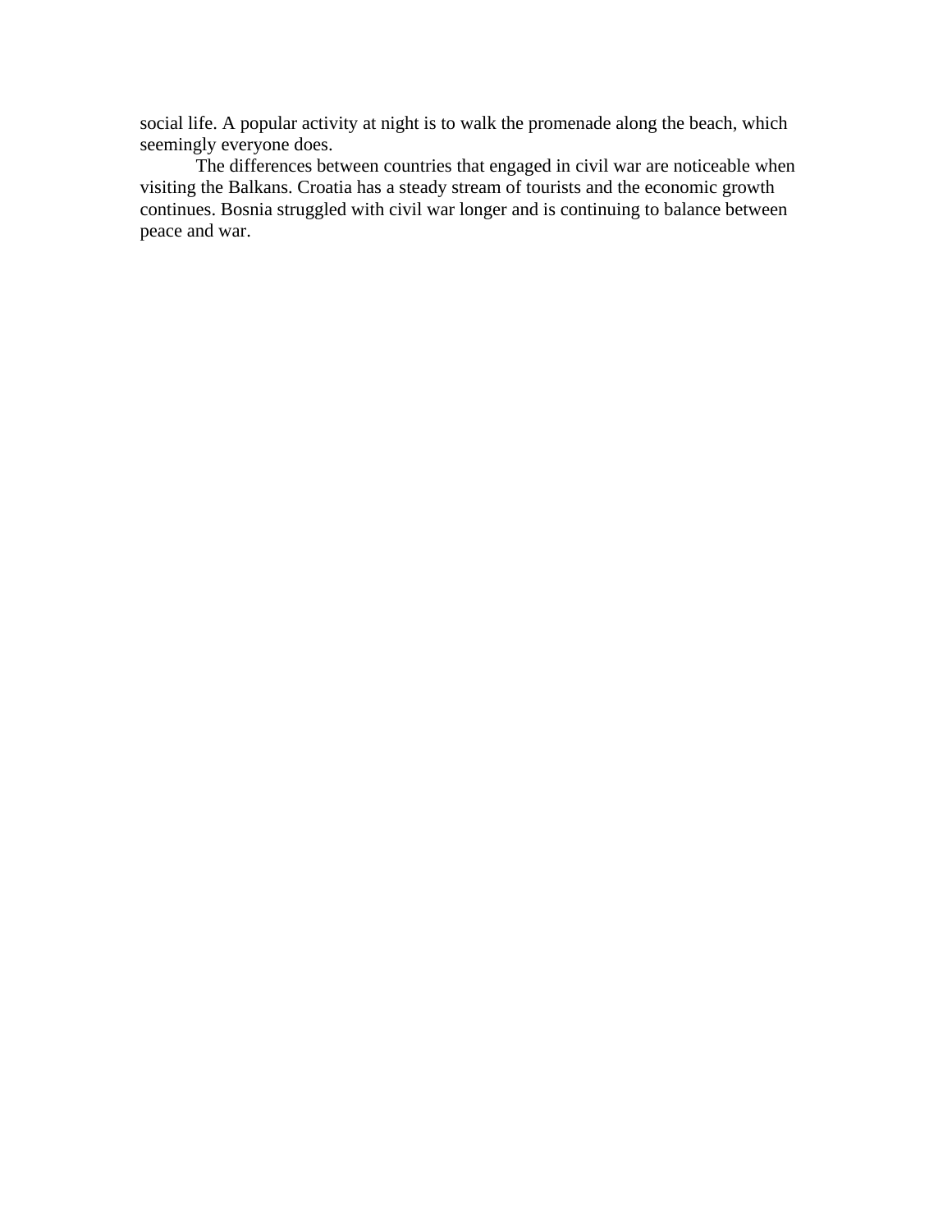social life. A popular activity at night is to walk the promenade along the beach, which seemingly everyone does.

The differences between countries that engaged in civil war are noticeable when visiting the Balkans. Croatia has a steady stream of tourists and the economic growth continues. Bosnia struggled with civil war longer and is continuing to balance between peace and war.